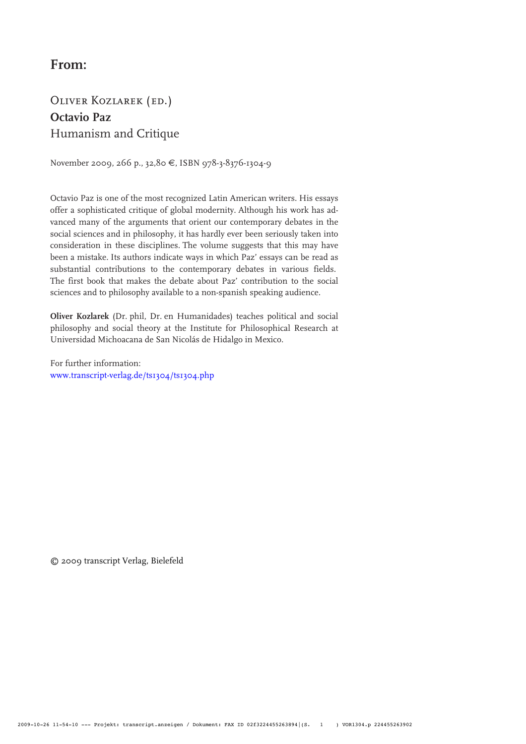## From:

Oliver Kozlarek (ed.)
**Octavio Paz**
Humanism and Critique

November 2009, 266 p., 32,80 €, ISBN 978-3-8376-1304-9

Octavio Paz is one of the most recognized Latin American writers. His essays offer a sophisticated critique of global modernity. Although his work has advanced many of the arguments that orient our contemporary debates in the social sciences and in philosophy, it has hardly ever been seriously taken into consideration in these disciplines. The volume suggests that this may have been a mistake. Its authors indicate ways in which Paz' essays can be read as substantial contributions to the contemporary debates in various fields. The first book that makes the debate about Paz' contribution to the social sciences and to philosophy available to a non-spanish speaking audience.

**Oliver Kozlarek** (Dr. phil, Dr. en Humanidades) teaches political and social philosophy and social theory at the Institute for Philosophical Research at Universidad Michoacana de San Nicolás de Hidalgo in Mexico.

For further information:
www.transcript-verlag.de/ts1304/ts1304.php

© 2009 transcript Verlag, Bielefeld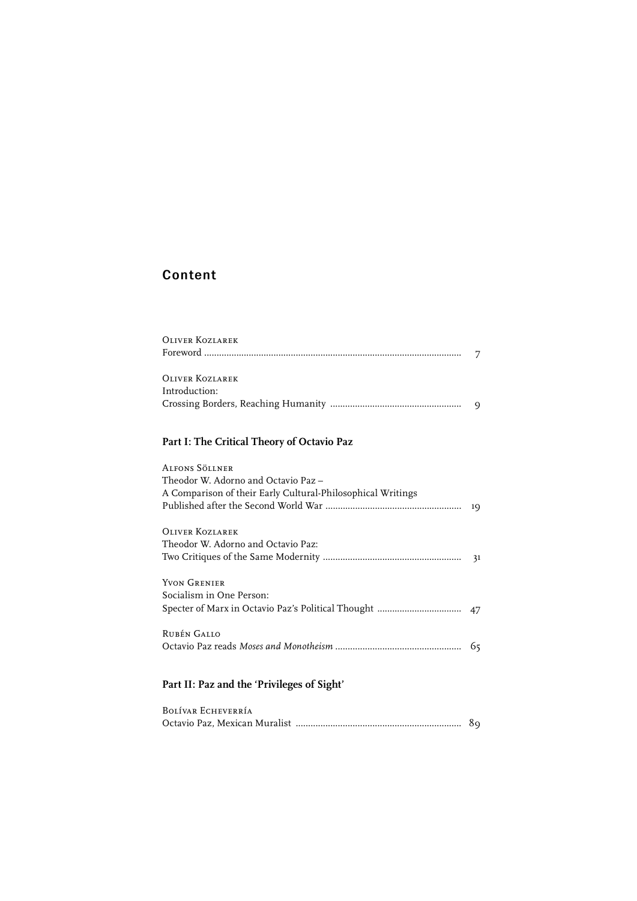# Content

OLIVER KOZLAREK
Foreword .......... 7

OLIVER KOZLAREK
Introduction:
Crossing Borders, Reaching Humanity .......... 9

## Part I: The Critical Theory of Octavio Paz

ALFONS SÖLLNER
Theodor W. Adorno and Octavio Paz –
A Comparison of their Early Cultural-Philosophical Writings
Published after the Second World War .......... 19

OLIVER KOZLAREK
Theodor W. Adorno and Octavio Paz:
Two Critiques of the Same Modernity .......... 31

YVON GRENIER
Socialism in One Person:
Specter of Marx in Octavio Paz's Political Thought .......... 47

RUBÉN GALLO
Octavio Paz reads *Moses and Monotheism* .......... 65

## Part II: Paz and the 'Privileges of Sight'

BOLÍVAR ECHEVERRÍA
Octavio Paz, Mexican Muralist .......... 89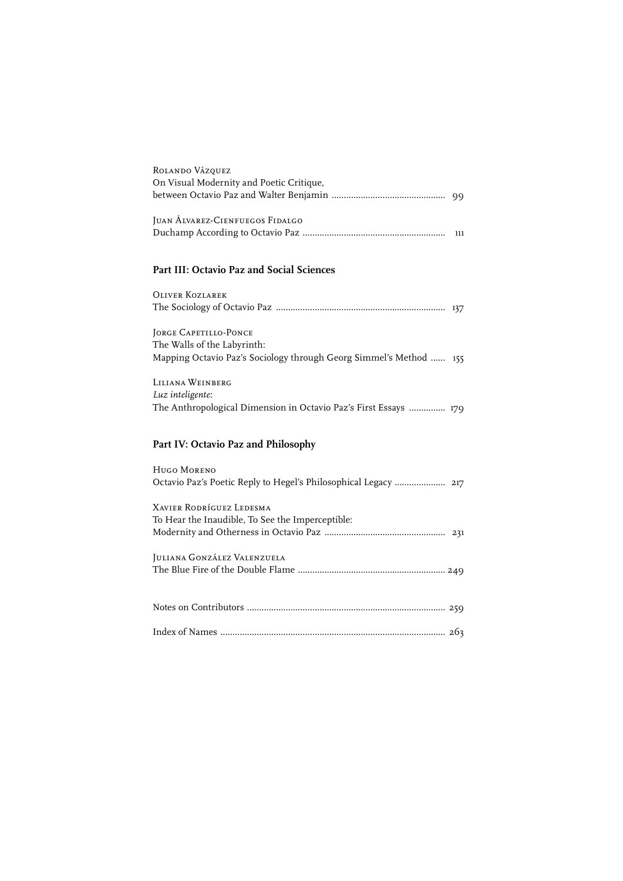Rolando Vázquez
On Visual Modernity and Poetic Critique,
between Octavio Paz and Walter Benjamin ............................................... 99

Juan Álvarez-Cienfuegos Fidalgo
Duchamp According to Octavio Paz ........................................................... 111

## Part III: Octavio Paz and Social Sciences

Oliver Kozlarek
The Sociology of Octavio Paz ...................................................................... 137

Jorge Capetillo-Ponce
The Walls of the Labyrinth:
Mapping Octavio Paz's Sociology through Georg Simmel's Method ...... 155

Liliana Weinberg
*Luz inteligente*:
The Anthropological Dimension in Octavio Paz's First Essays ............... 179

## Part IV: Octavio Paz and Philosophy

Hugo Moreno
Octavio Paz's Poetic Reply to Hegel's Philosophical Legacy ..................... 217

Xavier Rodríguez Ledesma
To Hear the Inaudible, To See the Imperceptible:
Modernity and Otherness in Octavio Paz .................................................. 231

Juliana González Valenzuela
The Blue Fire of the Double Flame ............................................................ 249

Notes on Contributors ................................................................................. 259

Index of Names ............................................................................................ 263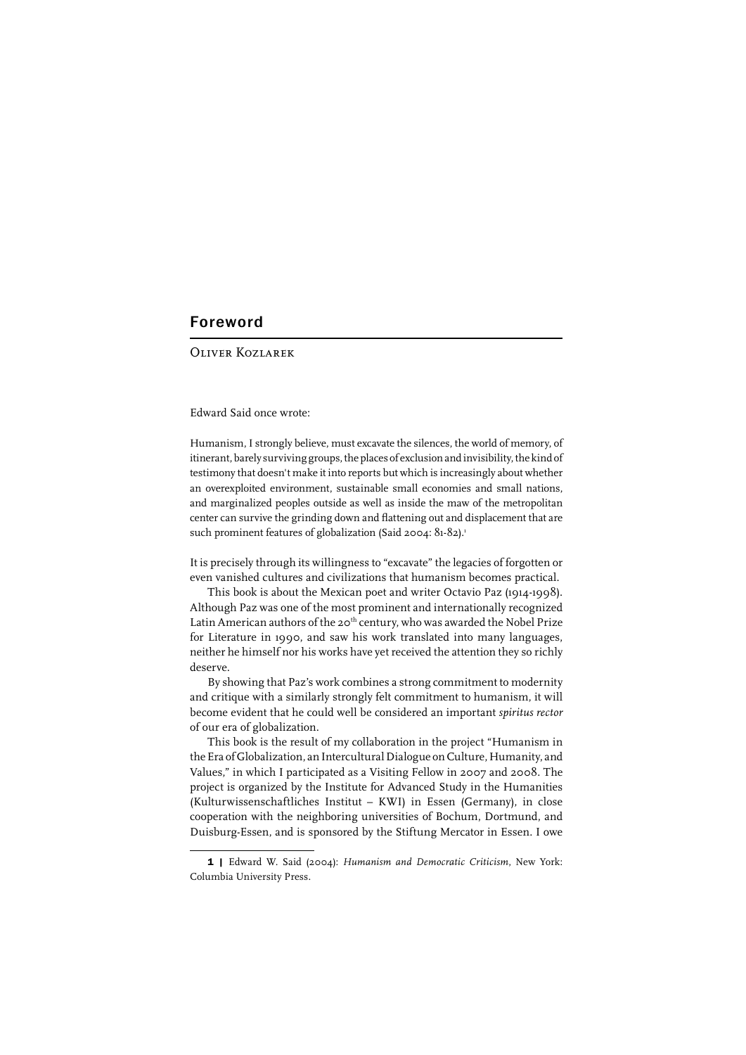## Foreword

OLIVER KOZLAREK

Edward Said once wrote:

> Humanism, I strongly believe, must excavate the silences, the world of memory, of itinerant, barely surviving groups, the places of exclusion and invisibility, the kind of testimony that doesn't make it into reports but which is increasingly about whether an overexploited environment, sustainable small economies and small nations, and marginalized peoples outside as well as inside the maw of the metropolitan center can survive the grinding down and flattening out and displacement that are such prominent features of globalization (Said 2004: 81-82).[1]

It is precisely through its willingness to "excavate" the legacies of forgotten or even vanished cultures and civilizations that humanism becomes practical.

This book is about the Mexican poet and writer Octavio Paz (1914-1998). Although Paz was one of the most prominent and internationally recognized Latin American authors of the 20th century, who was awarded the Nobel Prize for Literature in 1990, and saw his work translated into many languages, neither he himself nor his works have yet received the attention they so richly deserve.

By showing that Paz's work combines a strong commitment to modernity and critique with a similarly strongly felt commitment to humanism, it will become evident that he could well be considered an important *spiritus rector* of our era of globalization.

This book is the result of my collaboration in the project "Humanism in the Era of Globalization, an Intercultural Dialogue on Culture, Humanity, and Values," in which I participated as a Visiting Fellow in 2007 and 2008. The project is organized by the Institute for Advanced Study in the Humanities (Kulturwissenschaftliches Institut – KWI) in Essen (Germany), in close cooperation with the neighboring universities of Bochum, Dortmund, and Duisburg-Essen, and is sponsored by the Stiftung Mercator in Essen. I owe

---

**1 |** Edward W. Said (2004): *Humanism and Democratic Criticism*, New York: Columbia University Press.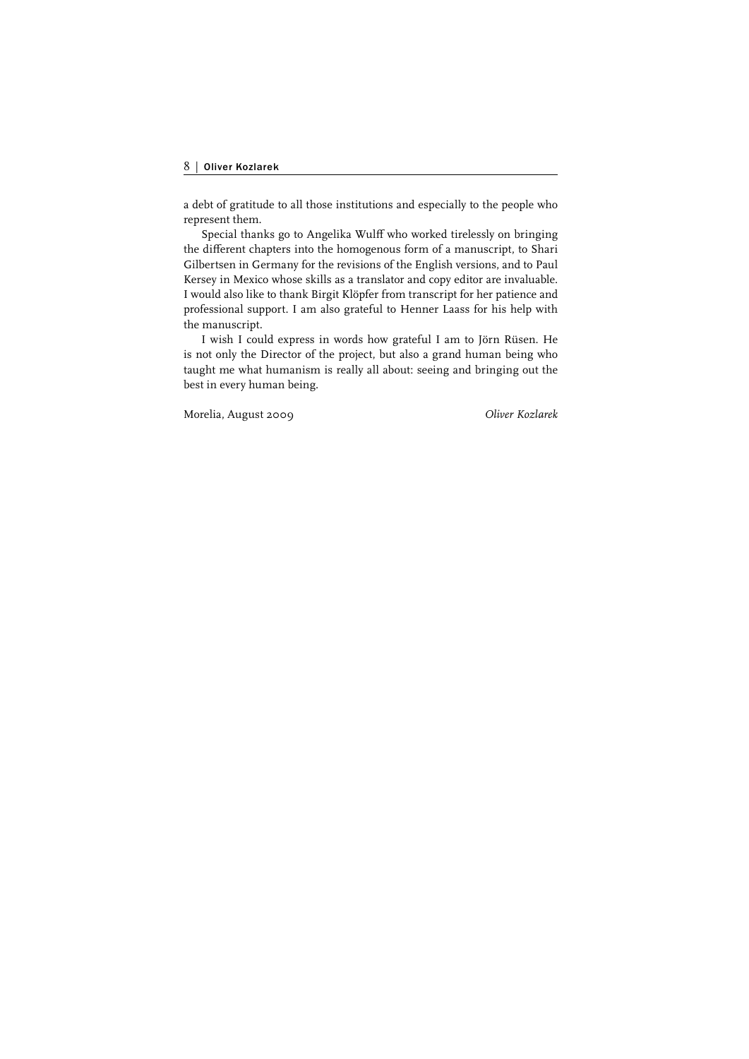a debt of gratitude to all those institutions and especially to the people who represent them.

Special thanks go to Angelika Wulff who worked tirelessly on bringing the different chapters into the homogenous form of a manuscript, to Shari Gilbertsen in Germany for the revisions of the English versions, and to Paul Kersey in Mexico whose skills as a translator and copy editor are invaluable. I would also like to thank Birgit Klöpfer from transcript for her patience and professional support. I am also grateful to Henner Laass for his help with the manuscript.

I wish I could express in words how grateful I am to Jörn Rüsen. He is not only the Director of the project, but also a grand human being who taught me what humanism is really all about: seeing and bringing out the best in every human being.

Morelia, August 2009 *Oliver Kozlarek*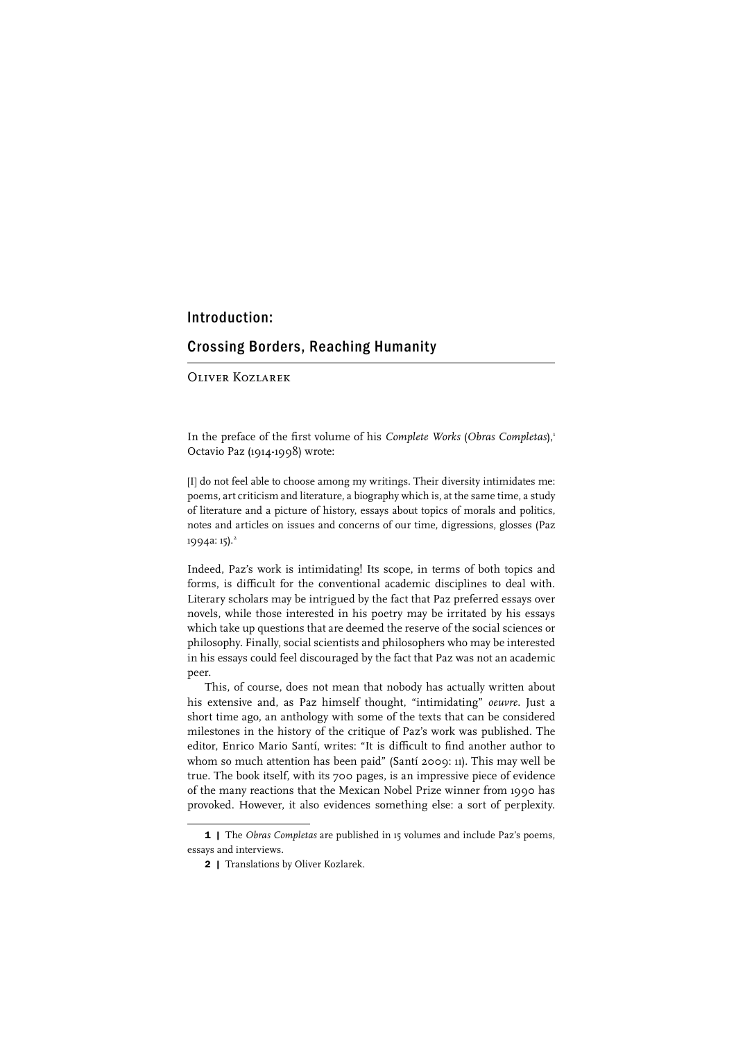# Introduction: Crossing Borders, Reaching Humanity

Oliver Kozlarek

In the preface of the first volume of his *Complete Works* (*Obras Completas*),[1] Octavio Paz (1914-1998) wrote:

[I] do not feel able to choose among my writings. Their diversity intimidates me: poems, art criticism and literature, a biography which is, at the same time, a study of literature and a picture of history, essays about topics of morals and politics, notes and articles on issues and concerns of our time, digressions, glosses (Paz 1994a: 15).[2]

Indeed, Paz's work is intimidating! Its scope, in terms of both topics and forms, is difficult for the conventional academic disciplines to deal with. Literary scholars may be intrigued by the fact that Paz preferred essays over novels, while those interested in his poetry may be irritated by his essays which take up questions that are deemed the reserve of the social sciences or philosophy. Finally, social scientists and philosophers who may be interested in his essays could feel discouraged by the fact that Paz was not an academic peer.

This, of course, does not mean that nobody has actually written about his extensive and, as Paz himself thought, "intimidating" *oeuvre*. Just a short time ago, an anthology with some of the texts that can be considered milestones in the history of the critique of Paz's work was published. The editor, Enrico Mario Santí, writes: "It is difficult to find another author to whom so much attention has been paid" (Santí 2009: 11). This may well be true. The book itself, with its 700 pages, is an impressive piece of evidence of the many reactions that the Mexican Nobel Prize winner from 1990 has provoked. However, it also evidences something else: a sort of perplexity.

---

1 | The *Obras Completas* are published in 15 volumes and include Paz's poems, essays and interviews.

2 | Translations by Oliver Kozlarek.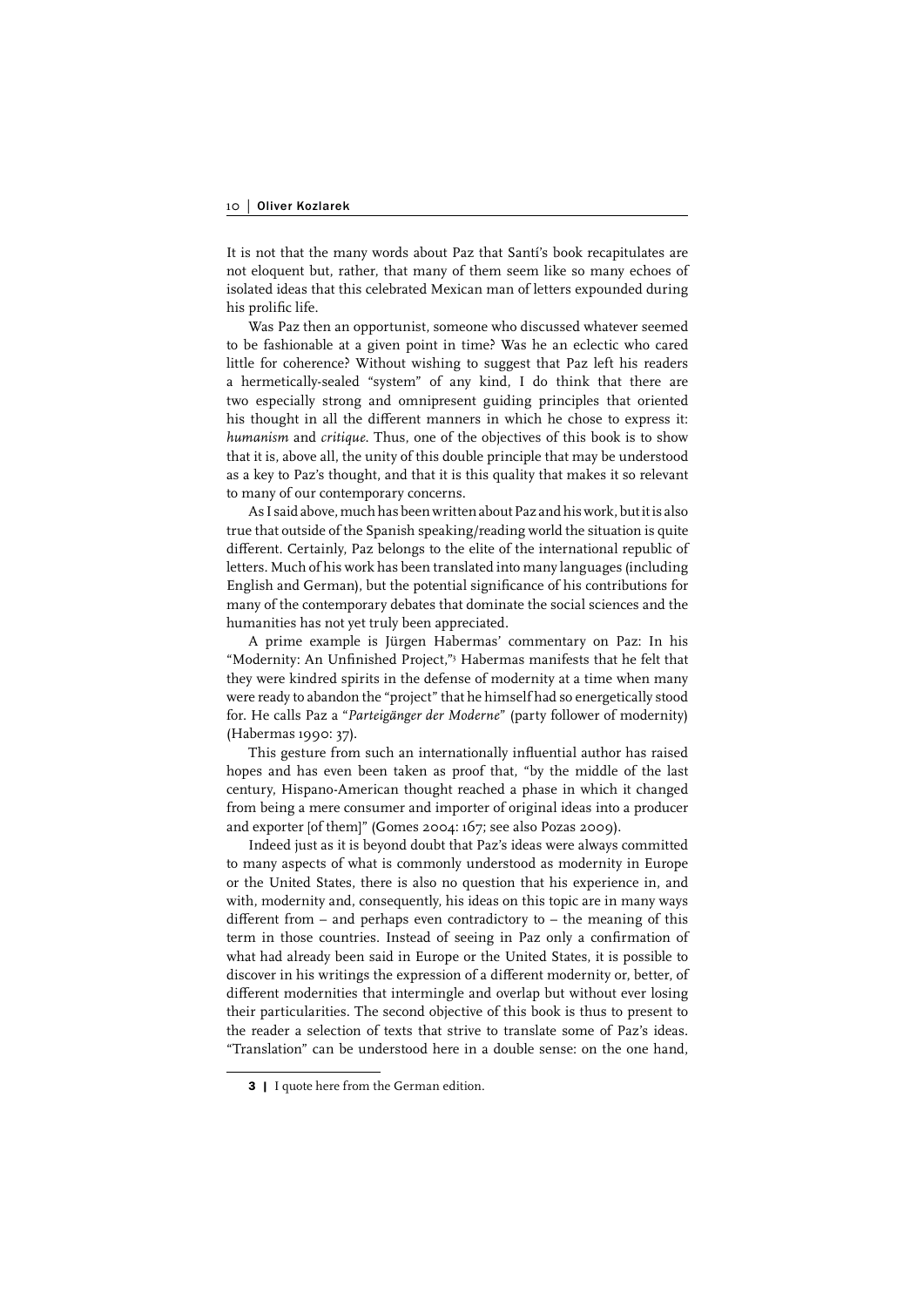It is not that the many words about Paz that Santí's book recapitulates are not eloquent but, rather, that many of them seem like so many echoes of isolated ideas that this celebrated Mexican man of letters expounded during his prolific life.

Was Paz then an opportunist, someone who discussed whatever seemed to be fashionable at a given point in time? Was he an eclectic who cared little for coherence? Without wishing to suggest that Paz left his readers a hermetically-sealed "system" of any kind, I do think that there are two especially strong and omnipresent guiding principles that oriented his thought in all the different manners in which he chose to express it: *humanism* and *critique*. Thus, one of the objectives of this book is to show that it is, above all, the unity of this double principle that may be understood as a key to Paz's thought, and that it is this quality that makes it so relevant to many of our contemporary concerns.

As I said above, much has been written about Paz and his work, but it is also true that outside of the Spanish speaking/reading world the situation is quite different. Certainly, Paz belongs to the elite of the international republic of letters. Much of his work has been translated into many languages (including English and German), but the potential significance of his contributions for many of the contemporary debates that dominate the social sciences and the humanities has not yet truly been appreciated.

A prime example is Jürgen Habermas' commentary on Paz: In his "Modernity: An Unfinished Project,"[3] Habermas manifests that he felt that they were kindred spirits in the defense of modernity at a time when many were ready to abandon the "project" that he himself had so energetically stood for. He calls Paz a "*Parteigänger der Moderne*" (party follower of modernity) (Habermas 1990: 37).

This gesture from such an internationally influential author has raised hopes and has even been taken as proof that, "by the middle of the last century, Hispano-American thought reached a phase in which it changed from being a mere consumer and importer of original ideas into a producer and exporter [of them]" (Gomes 2004: 167; see also Pozas 2009).

Indeed just as it is beyond doubt that Paz's ideas were always committed to many aspects of what is commonly understood as modernity in Europe or the United States, there is also no question that his experience in, and with, modernity and, consequently, his ideas on this topic are in many ways different from – and perhaps even contradictory to – the meaning of this term in those countries. Instead of seeing in Paz only a confirmation of what had already been said in Europe or the United States, it is possible to discover in his writings the expression of a different modernity or, better, of different modernities that intermingle and overlap but without ever losing their particularities. The second objective of this book is thus to present to the reader a selection of texts that strive to translate some of Paz's ideas. "Translation" can be understood here in a double sense: on the one hand,

---

**3 |** I quote here from the German edition.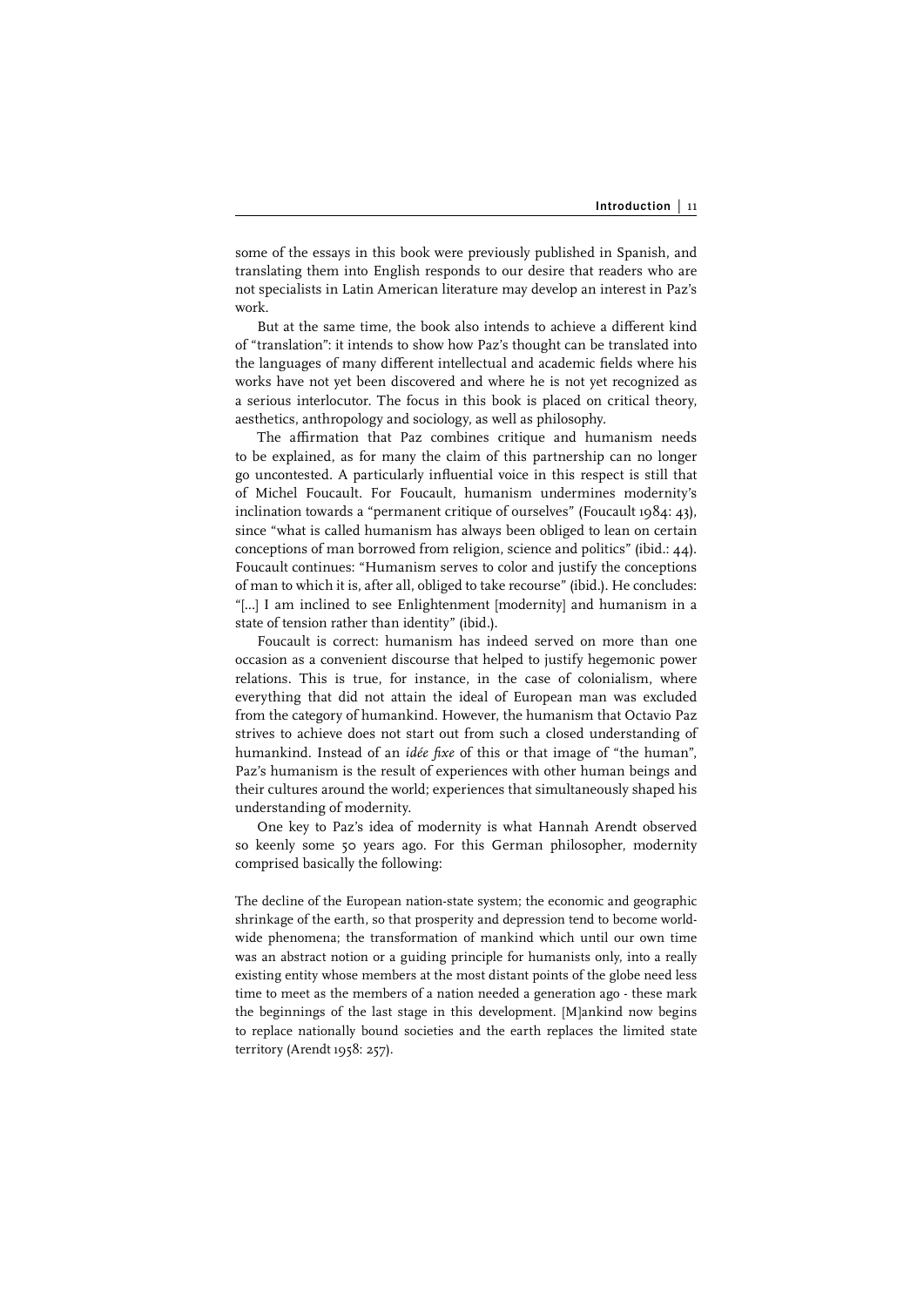some of the essays in this book were previously published in Spanish, and translating them into English responds to our desire that readers who are not specialists in Latin American literature may develop an interest in Paz's work.

But at the same time, the book also intends to achieve a different kind of "translation": it intends to show how Paz's thought can be translated into the languages of many different intellectual and academic fields where his works have not yet been discovered and where he is not yet recognized as a serious interlocutor. The focus in this book is placed on critical theory, aesthetics, anthropology and sociology, as well as philosophy.

The affirmation that Paz combines critique and humanism needs to be explained, as for many the claim of this partnership can no longer go uncontested. A particularly influential voice in this respect is still that of Michel Foucault. For Foucault, humanism undermines modernity's inclination towards a "permanent critique of ourselves" (Foucault 1984: 43), since "what is called humanism has always been obliged to lean on certain conceptions of man borrowed from religion, science and politics" (ibid.: 44). Foucault continues: "Humanism serves to color and justify the conceptions of man to which it is, after all, obliged to take recourse" (ibid.). He concludes: "[...] I am inclined to see Enlightenment [modernity] and humanism in a state of tension rather than identity" (ibid.).

Foucault is correct: humanism has indeed served on more than one occasion as a convenient discourse that helped to justify hegemonic power relations. This is true, for instance, in the case of colonialism, where everything that did not attain the ideal of European man was excluded from the category of humankind. However, the humanism that Octavio Paz strives to achieve does not start out from such a closed understanding of humankind. Instead of an *idée fixe* of this or that image of "the human", Paz's humanism is the result of experiences with other human beings and their cultures around the world; experiences that simultaneously shaped his understanding of modernity.

One key to Paz's idea of modernity is what Hannah Arendt observed so keenly some 50 years ago. For this German philosopher, modernity comprised basically the following:

> The decline of the European nation-state system; the economic and geographic shrinkage of the earth, so that prosperity and depression tend to become world-wide phenomena; the transformation of mankind which until our own time was an abstract notion or a guiding principle for humanists only, into a really existing entity whose members at the most distant points of the globe need less time to meet as the members of a nation needed a generation ago - these mark the beginnings of the last stage in this development. [M]ankind now begins to replace nationally bound societies and the earth replaces the limited state territory (Arendt 1958: 257).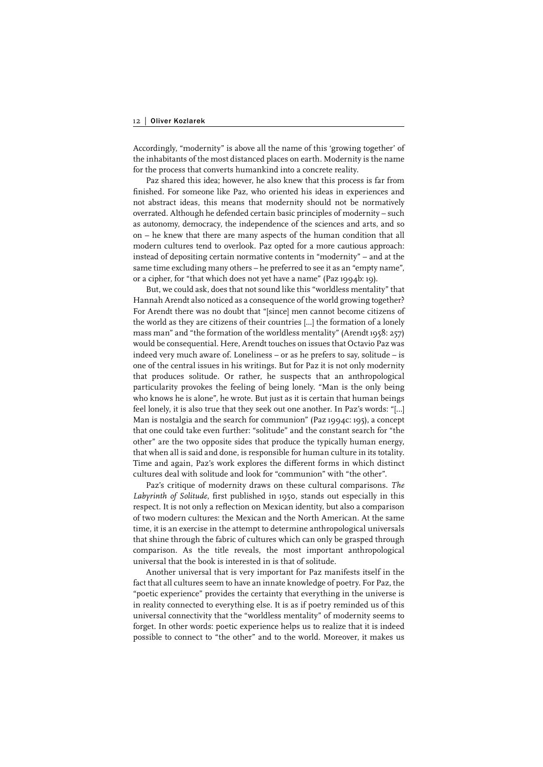Accordingly, "modernity" is above all the name of this 'growing together' of the inhabitants of the most distanced places on earth. Modernity is the name for the process that converts humankind into a concrete reality.

Paz shared this idea; however, he also knew that this process is far from finished. For someone like Paz, who oriented his ideas in experiences and not abstract ideas, this means that modernity should not be normatively overrated. Although he defended certain basic principles of modernity – such as autonomy, democracy, the independence of the sciences and arts, and so on – he knew that there are many aspects of the human condition that all modern cultures tend to overlook. Paz opted for a more cautious approach: instead of depositing certain normative contents in "modernity" – and at the same time excluding many others – he preferred to see it as an "empty name", or a cipher, for "that which does not yet have a name" (Paz 1994b: 19).

But, we could ask, does that not sound like this "worldless mentality" that Hannah Arendt also noticed as a consequence of the world growing together? For Arendt there was no doubt that "[since] men cannot become citizens of the world as they are citizens of their countries [...] the formation of a lonely mass man" and "the formation of the worldless mentality" (Arendt 1958: 257) would be consequential. Here, Arendt touches on issues that Octavio Paz was indeed very much aware of. Loneliness – or as he prefers to say, solitude – is one of the central issues in his writings. But for Paz it is not only modernity that produces solitude. Or rather, he suspects that an anthropological particularity provokes the feeling of being lonely. "Man is the only being who knows he is alone", he wrote. But just as it is certain that human beings feel lonely, it is also true that they seek out one another. In Paz's words: "[...] Man is nostalgia and the search for communion" (Paz 1994c: 195), a concept that one could take even further: "solitude" and the constant search for "the other" are the two opposite sides that produce the typically human energy, that when all is said and done, is responsible for human culture in its totality. Time and again, Paz's work explores the different forms in which distinct cultures deal with solitude and look for "communion" with "the other".

Paz's critique of modernity draws on these cultural comparisons. *The Labyrinth of Solitude*, first published in 1950, stands out especially in this respect. It is not only a reflection on Mexican identity, but also a comparison of two modern cultures: the Mexican and the North American. At the same time, it is an exercise in the attempt to determine anthropological universals that shine through the fabric of cultures which can only be grasped through comparison. As the title reveals, the most important anthropological universal that the book is interested in is that of solitude.

Another universal that is very important for Paz manifests itself in the fact that all cultures seem to have an innate knowledge of poetry. For Paz, the "poetic experience" provides the certainty that everything in the universe is in reality connected to everything else. It is as if poetry reminded us of this universal connectivity that the "worldless mentality" of modernity seems to forget. In other words: poetic experience helps us to realize that it is indeed possible to connect to "the other" and to the world. Moreover, it makes us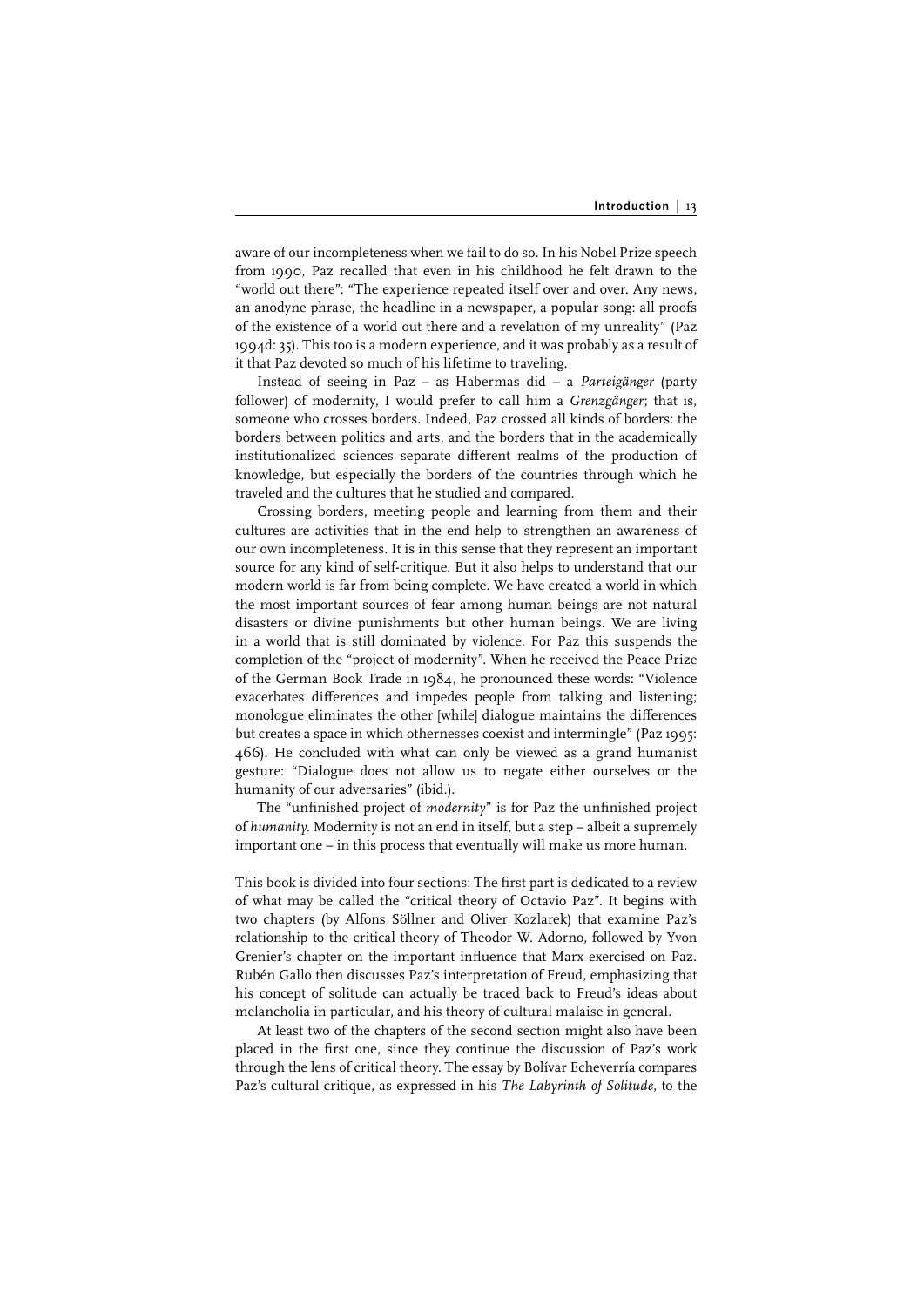aware of our incompleteness when we fail to do so. In his Nobel Prize speech from 1990, Paz recalled that even in his childhood he felt drawn to the "world out there": "The experience repeated itself over and over. Any news, an anodyne phrase, the headline in a newspaper, a popular song: all proofs of the existence of a world out there and a revelation of my unreality" (Paz 1994d: 35). This too is a modern experience, and it was probably as a result of it that Paz devoted so much of his lifetime to traveling.

Instead of seeing in Paz – as Habermas did – a *Parteigänger* (party follower) of modernity, I would prefer to call him a *Grenzgänger*; that is, someone who crosses borders. Indeed, Paz crossed all kinds of borders: the borders between politics and arts, and the borders that in the academically institutionalized sciences separate different realms of the production of knowledge, but especially the borders of the countries through which he traveled and the cultures that he studied and compared.

Crossing borders, meeting people and learning from them and their cultures are activities that in the end help to strengthen an awareness of our own incompleteness. It is in this sense that they represent an important source for any kind of self-critique. But it also helps to understand that our modern world is far from being complete. We have created a world in which the most important sources of fear among human beings are not natural disasters or divine punishments but other human beings. We are living in a world that is still dominated by violence. For Paz this suspends the completion of the "project of modernity". When he received the Peace Prize of the German Book Trade in 1984, he pronounced these words: "Violence exacerbates differences and impedes people from talking and listening; monologue eliminates the other [while] dialogue maintains the differences but creates a space in which othernesses coexist and intermingle" (Paz 1995: 466). He concluded with what can only be viewed as a grand humanist gesture: "Dialogue does not allow us to negate either ourselves or the humanity of our adversaries" (ibid.).

The "unfinished project of *modernity*" is for Paz the unfinished project of *humanity*. Modernity is not an end in itself, but a step – albeit a supremely important one – in this process that eventually will make us more human.

This book is divided into four sections: The first part is dedicated to a review of what may be called the "critical theory of Octavio Paz". It begins with two chapters (by Alfons Söllner and Oliver Kozlarek) that examine Paz's relationship to the critical theory of Theodor W. Adorno, followed by Yvon Grenier's chapter on the important influence that Marx exercised on Paz. Rubén Gallo then discusses Paz's interpretation of Freud, emphasizing that his concept of solitude can actually be traced back to Freud's ideas about melancholia in particular, and his theory of cultural malaise in general.

At least two of the chapters of the second section might also have been placed in the first one, since they continue the discussion of Paz's work through the lens of critical theory. The essay by Bolívar Echeverría compares Paz's cultural critique, as expressed in his *The Labyrinth of Solitude*, to the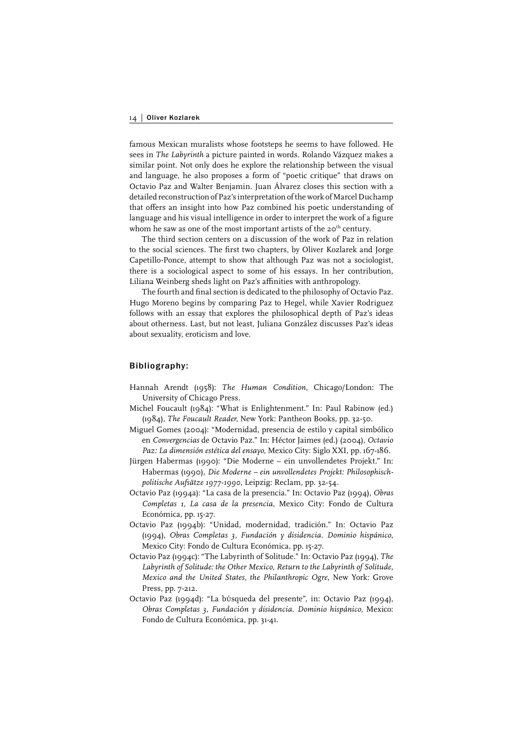famous Mexican muralists whose footsteps he seems to have followed. He sees in *The Labyrinth* a picture painted in words. Rolando Vázquez makes a similar point. Not only does he explore the relationship between the visual and language, he also proposes a form of "poetic critique" that draws on Octavio Paz and Walter Benjamin. Juan Álvarez closes this section with a detailed reconstruction of Paz's interpretation of the work of Marcel Duchamp that offers an insight into how Paz combined his poetic understanding of language and his visual intelligence in order to interpret the work of a figure whom he saw as one of the most important artists of the 20th century.

The third section centers on a discussion of the work of Paz in relation to the social sciences. The first two chapters, by Oliver Kozlarek and Jorge Capetillo-Ponce, attempt to show that although Paz was not a sociologist, there is a sociological aspect to some of his essays. In her contribution, Liliana Weinberg sheds light on Paz's affinities with anthropology.

The fourth and final section is dedicated to the philosophy of Octavio Paz. Hugo Moreno begins by comparing Paz to Hegel, while Xavier Rodriguez follows with an essay that explores the philosophical depth of Paz's ideas about otherness. Last, but not least, Juliana González discusses Paz's ideas about sexuality, eroticism and love.

## Bibliography:

Hannah Arendt (1958): *The Human Condition*, Chicago/London: The University of Chicago Press.

Michel Foucault (1984): "What is Enlightenment." In: Paul Rabinow (ed.) (1984), *The Foucault Reader*, New York: Pantheon Books, pp. 32-50.

Miguel Gomes (2004): "Modernidad, presencia de estilo y capital simbólico en *Convergencias* de Octavio Paz." In: Héctor Jaimes (ed.) (2004), *Octavio Paz: La dimensión estética del ensayo*, Mexico City: Siglo XXI, pp. 167-186.

Jürgen Habermas (1990): "Die Moderne – ein unvollendetes Projekt." In: Habermas (1990), *Die Moderne – ein unvollendetes Projekt: Philosophisch-politische Aufsätze 1977-1990*, Leipzig: Reclam, pp. 32-54.

Octavio Paz (1994a): "La casa de la presencia." In: Octavio Paz (1994), *Obras Completas 1, La casa de la presencia*, Mexico City: Fondo de Cultura Económica, pp. 15-27.

Octavio Paz (1994b): "Unidad, modernidad, tradición." In: Octavio Paz (1994), *Obras Completas 3, Fundación y disidencia. Dominio hispánico*, Mexico City: Fondo de Cultura Económica, pp. 15-27.

Octavio Paz (1994c): "The Labyrinth of Solitude." In: Octavio Paz (1994), *The Labyrinth of Solitude: the Other Mexico, Return to the Labyrinth of Solitude, Mexico and the United States, the Philanthropic Ogre*, New York: Grove Press, pp. 7-212.

Octavio Paz (1994d): "La búsqueda del presente", in: Octavio Paz (1994), *Obras Completas 3, Fundación y disidencia. Dominio hispánico*, Mexico: Fondo de Cultura Económica, pp. 31-41.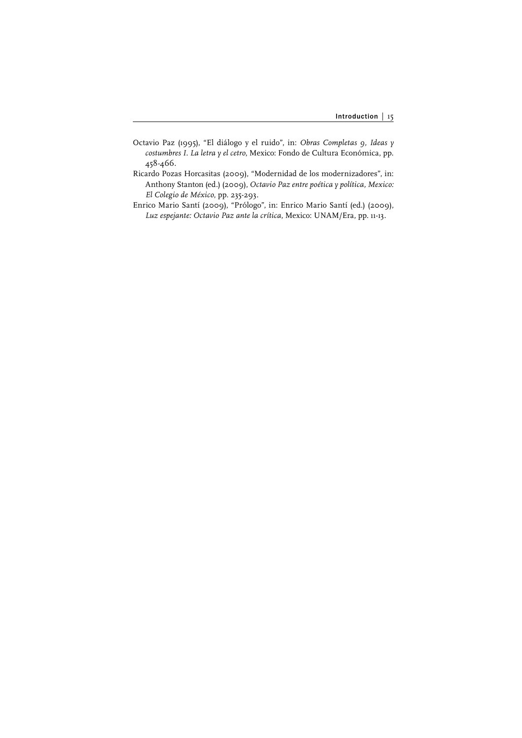Octavio Paz (1995), "El diálogo y el ruido", in: *Obras Completas 9, Ideas y costumbres I. La letra y el cetro*, Mexico: Fondo de Cultura Económica, pp. 458-466.

Ricardo Pozas Horcasitas (2009), "Modernidad de los modernizadores", in: Anthony Stanton (ed.) (2009), *Octavio Paz entre poética y política, Mexico: El Colegio de México*, pp. 235-293.

Enrico Mario Santí (2009), "Prólogo", in: Enrico Mario Santí (ed.) (2009), *Luz espejante: Octavio Paz ante la crítica*, Mexico: UNAM/Era, pp. 11-13.